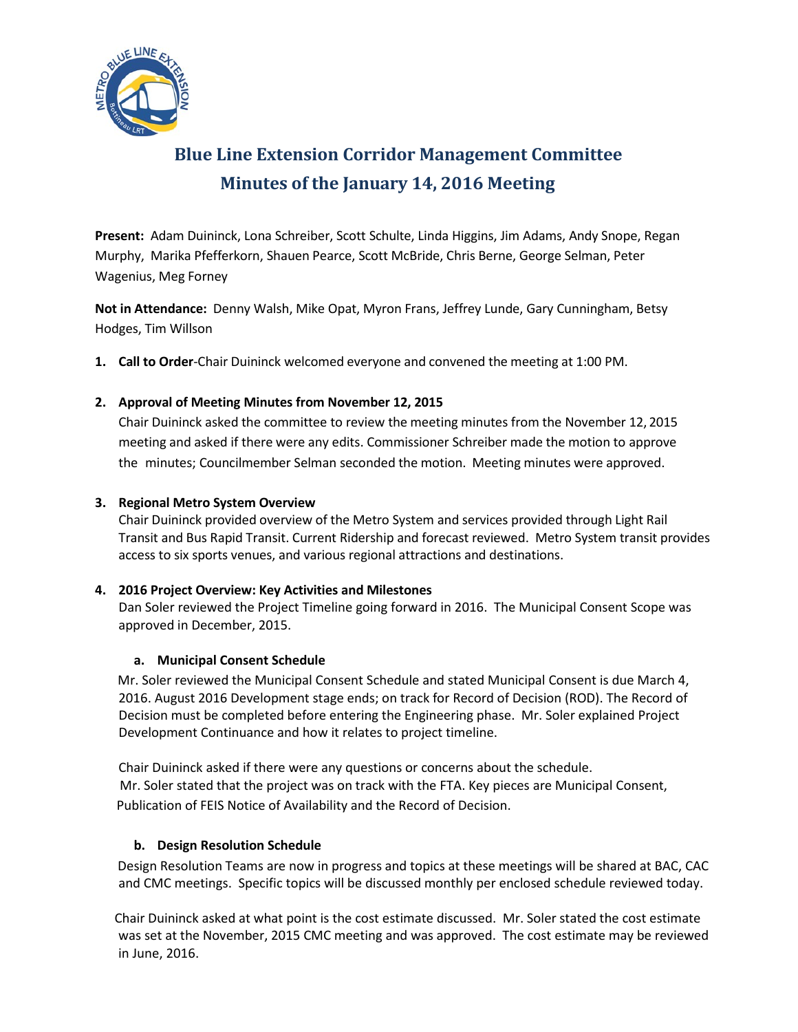# Blue Line Extension Corridor Management Committee
## Minutes of the January 14, 2016 Meeting

**Present:** Adam Duininck, Lona Schreiber, Scott Schulte, Linda Higgins, Jim Adams, Andy Snope, Regan Murphy, Marika Pfefferkorn, Shauen Pearce, Scott McBride, Chris Berne, George Selman, Peter Wagenius, Meg Forney

**Not in Attendance:** Denny Walsh, Mike Opat, Myron Frans, Jeffrey Lunde, Gary Cunningham, Betsy Hodges, Tim Willson

1. **Call to Order**-Chair Duininck welcomed everyone and convened the meeting at 1:00 PM.

2. **Approval of Meeting Minutes from November 12, 2015**
   Chair Duininck asked the committee to review the meeting minutes from the November 12, 2015 meeting and asked if there were any edits. Commissioner Schreiber made the motion to approve the minutes; Councilmember Selman seconded the motion. Meeting minutes were approved.

3. **Regional Metro System Overview**
   Chair Duininck provided overview of the Metro System and services provided through Light Rail Transit and Bus Rapid Transit. Current Ridership and forecast reviewed. Metro System transit provides access to six sports venues, and various regional attractions and destinations.

4. **2016 Project Overview: Key Activities and Milestones**
   Dan Soler reviewed the Project Timeline going forward in 2016. The Municipal Consent Scope was approved in December, 2015.

   a. **Municipal Consent Schedule**
   Mr. Soler reviewed the Municipal Consent Schedule and stated Municipal Consent is due March 4, 2016. August 2016 Development stage ends; on track for Record of Decision (ROD). The Record of Decision must be completed before entering the Engineering phase. Mr. Soler explained Project Development Continuance and how it relates to project timeline.

   Chair Duininck asked if there were any questions or concerns about the schedule. Mr. Soler stated that the project was on track with the FTA. Key pieces are Municipal Consent, Publication of FEIS Notice of Availability and the Record of Decision.

   b. **Design Resolution Schedule**
   Design Resolution Teams are now in progress and topics at these meetings will be shared at BAC, CAC and CMC meetings. Specific topics will be discussed monthly per enclosed schedule reviewed today.

   Chair Duininck asked at what point is the cost estimate discussed. Mr. Soler stated the cost estimate was set at the November, 2015 CMC meeting and was approved. The cost estimate may be reviewed in June, 2016.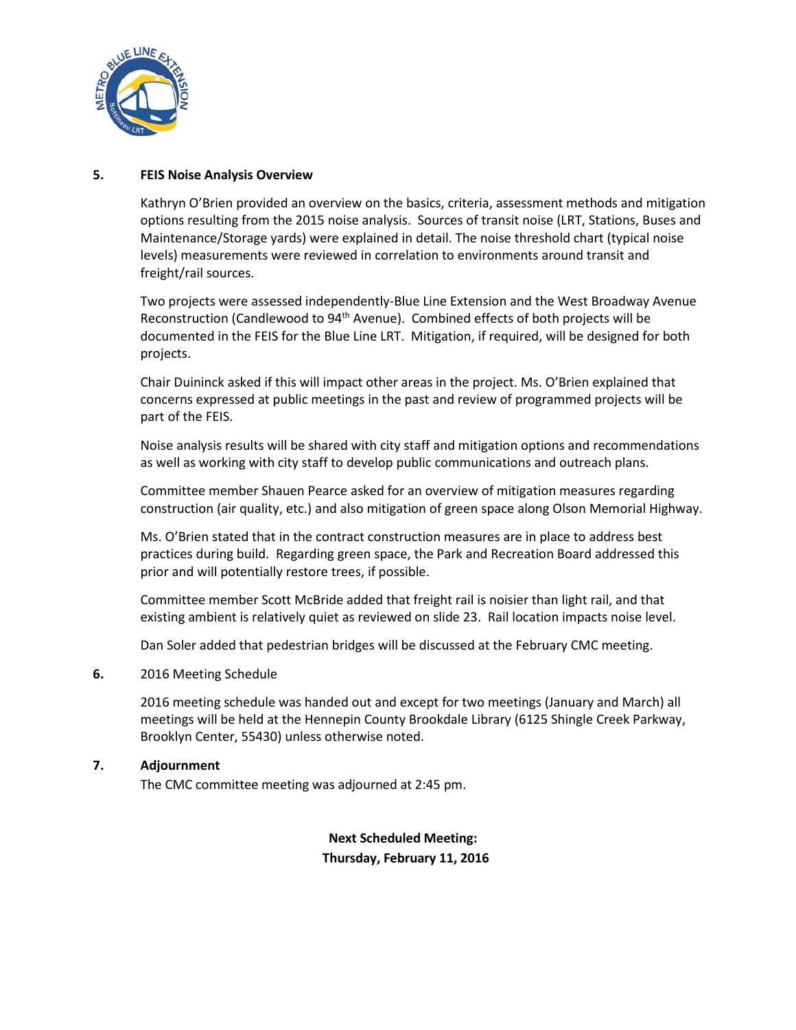**5. FEIS Noise Analysis Overview**

Kathryn O'Brien provided an overview on the basics, criteria, assessment methods and mitigation options resulting from the 2015 noise analysis. Sources of transit noise (LRT, Stations, Buses and Maintenance/Storage yards) were explained in detail. The noise threshold chart (typical noise levels) measurements were reviewed in correlation to environments around transit and freight/rail sources.

Two projects were assessed independently-Blue Line Extension and the West Broadway Avenue Reconstruction (Candlewood to 94th Avenue). Combined effects of both projects will be documented in the FEIS for the Blue Line LRT. Mitigation, if required, will be designed for both projects.

Chair Duininck asked if this will impact other areas in the project. Ms. O'Brien explained that concerns expressed at public meetings in the past and review of programmed projects will be part of the FEIS.

Noise analysis results will be shared with city staff and mitigation options and recommendations as well as working with city staff to develop public communications and outreach plans.

Committee member Shauen Pearce asked for an overview of mitigation measures regarding construction (air quality, etc.) and also mitigation of green space along Olson Memorial Highway.

Ms. O'Brien stated that in the contract construction measures are in place to address best practices during build. Regarding green space, the Park and Recreation Board addressed this prior and will potentially restore trees, if possible.

Committee member Scott McBride added that freight rail is noisier than light rail, and that existing ambient is relatively quiet as reviewed on slide 23. Rail location impacts noise level.

Dan Soler added that pedestrian bridges will be discussed at the February CMC meeting.

**6.** 2016 Meeting Schedule

2016 meeting schedule was handed out and except for two meetings (January and March) all meetings will be held at the Hennepin County Brookdale Library (6125 Shingle Creek Parkway, Brooklyn Center, 55430) unless otherwise noted.

**7. Adjournment**

The CMC committee meeting was adjourned at 2:45 pm.

**Next Scheduled Meeting:**
**Thursday, February 11, 2016**